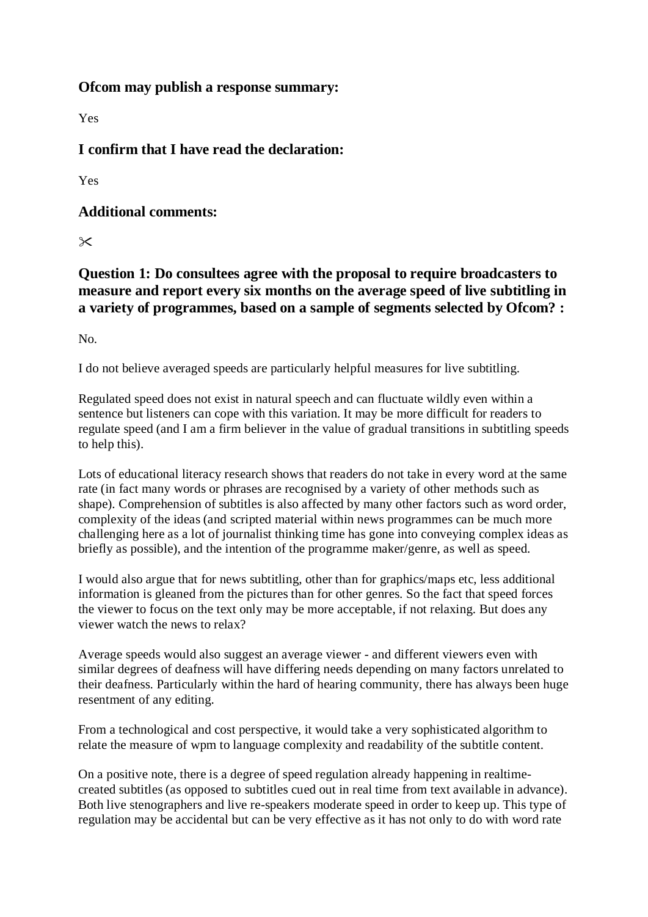## Ofcom may publish a response summary:

Yes

## I confirm that I have read the declaration:

Yes

## Additional comments:

✂

## Question 1: Do consultees agree with the proposal to require broadcasters to measure and report every six months on the average speed of live subtitling in a variety of programmes, based on a sample of segments selected by Ofcom? :

No.

I do not believe averaged speeds are particularly helpful measures for live subtitling.

Regulated speed does not exist in natural speech and can fluctuate wildly even within a sentence but listeners can cope with this variation. It may be more difficult for readers to regulate speed (and I am a firm believer in the value of gradual transitions in subtitling speeds to help this).

Lots of educational literacy research shows that readers do not take in every word at the same rate (in fact many words or phrases are recognised by a variety of other methods such as shape). Comprehension of subtitles is also affected by many other factors such as word order, complexity of the ideas (and scripted material within news programmes can be much more challenging here as a lot of journalist thinking time has gone into conveying complex ideas as briefly as possible), and the intention of the programme maker/genre, as well as speed.

I would also argue that for news subtitling, other than for graphics/maps etc, less additional information is gleaned from the pictures than for other genres. So the fact that speed forces the viewer to focus on the text only may be more acceptable, if not relaxing. But does any viewer watch the news to relax?

Average speeds would also suggest an average viewer - and different viewers even with similar degrees of deafness will have differing needs depending on many factors unrelated to their deafness. Particularly within the hard of hearing community, there has always been huge resentment of any editing.

From a technological and cost perspective, it would take a very sophisticated algorithm to relate the measure of wpm to language complexity and readability of the subtitle content.

On a positive note, there is a degree of speed regulation already happening in realtime-created subtitles (as opposed to subtitles cued out in real time from text available in advance). Both live stenographers and live re-speakers moderate speed in order to keep up. This type of regulation may be accidental but can be very effective as it has not only to do with word rate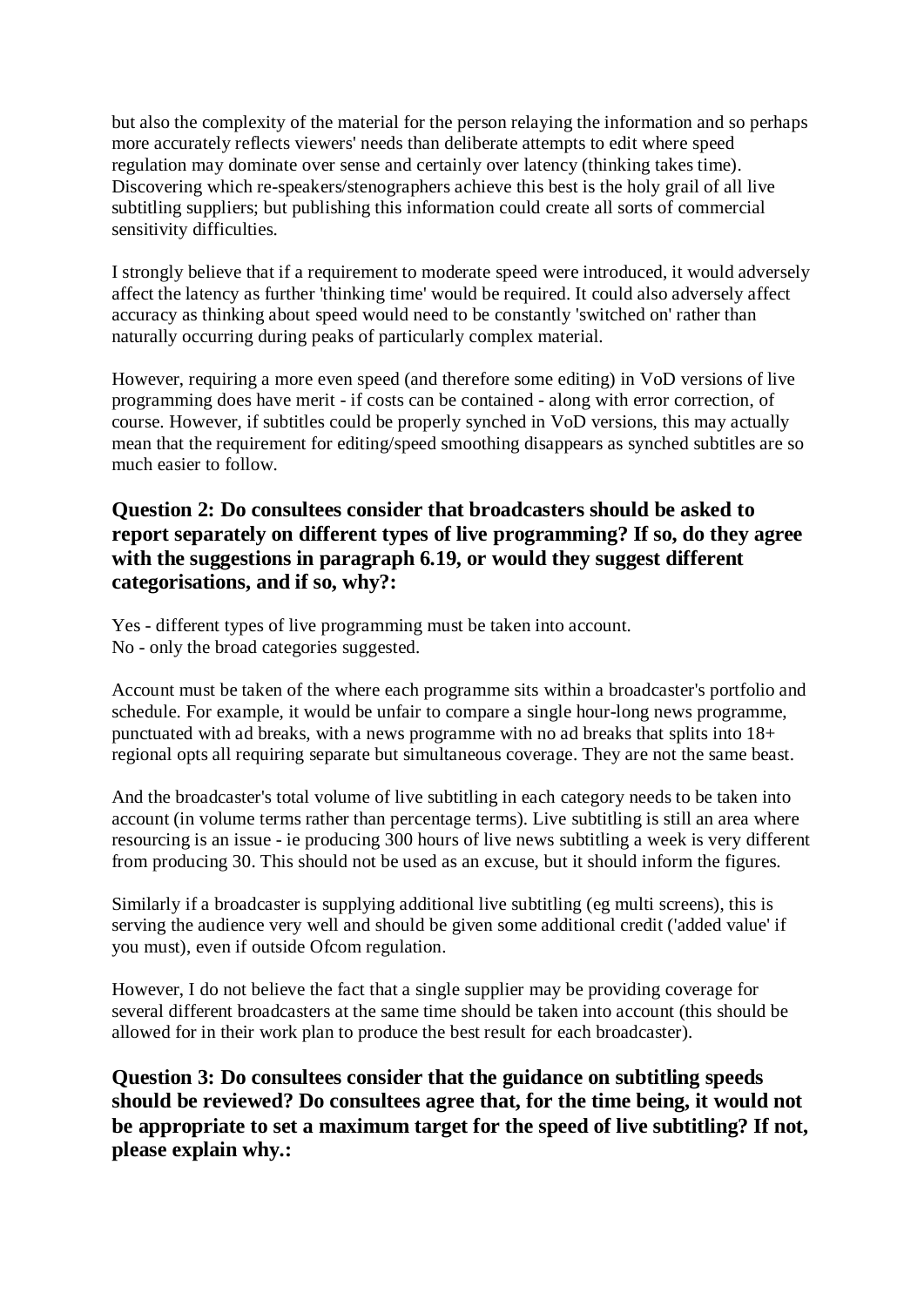but also the complexity of the material for the person relaying the information and so perhaps more accurately reflects viewers' needs than deliberate attempts to edit where speed regulation may dominate over sense and certainly over latency (thinking takes time). Discovering which re-speakers/stenographers achieve this best is the holy grail of all live subtitling suppliers; but publishing this information could create all sorts of commercial sensitivity difficulties.

I strongly believe that if a requirement to moderate speed were introduced, it would adversely affect the latency as further 'thinking time' would be required. It could also adversely affect accuracy as thinking about speed would need to be constantly 'switched on' rather than naturally occurring during peaks of particularly complex material.

However, requiring a more even speed (and therefore some editing) in VoD versions of live programming does have merit - if costs can be contained - along with error correction, of course. However, if subtitles could be properly synched in VoD versions, this may actually mean that the requirement for editing/speed smoothing disappears as synched subtitles are so much easier to follow.

### Question 2: Do consultees consider that broadcasters should be asked to report separately on different types of live programming? If so, do they agree with the suggestions in paragraph 6.19, or would they suggest different categorisations, and if so, why?:

Yes - different types of live programming must be taken into account.
No - only the broad categories suggested.

Account must be taken of the where each programme sits within a broadcaster's portfolio and schedule. For example, it would be unfair to compare a single hour-long news programme, punctuated with ad breaks, with a news programme with no ad breaks that splits into 18+ regional opts all requiring separate but simultaneous coverage. They are not the same beast.

And the broadcaster's total volume of live subtitling in each category needs to be taken into account (in volume terms rather than percentage terms). Live subtitling is still an area where resourcing is an issue - ie producing 300 hours of live news subtitling a week is very different from producing 30. This should not be used as an excuse, but it should inform the figures.

Similarly if a broadcaster is supplying additional live subtitling (eg multi screens), this is serving the audience very well and should be given some additional credit ('added value' if you must), even if outside Ofcom regulation.

However, I do not believe the fact that a single supplier may be providing coverage for several different broadcasters at the same time should be taken into account (this should be allowed for in their work plan to produce the best result for each broadcaster).

### Question 3: Do consultees consider that the guidance on subtitling speeds should be reviewed? Do consultees agree that, for the time being, it would not be appropriate to set a maximum target for the speed of live subtitling? If not, please explain why.: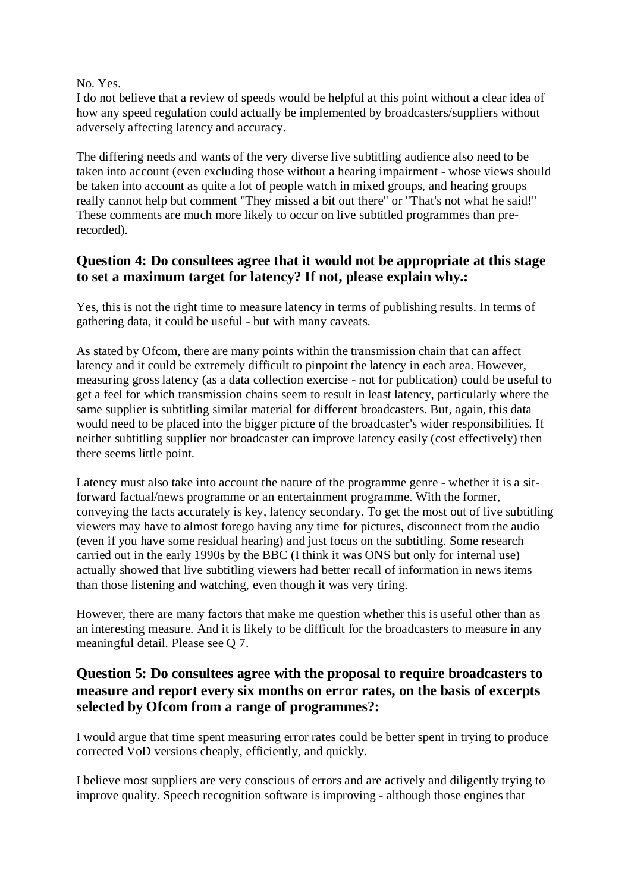No. Yes.

I do not believe that a review of speeds would be helpful at this point without a clear idea of how any speed regulation could actually be implemented by broadcasters/suppliers without adversely affecting latency and accuracy.

The differing needs and wants of the very diverse live subtitling audience also need to be taken into account (even excluding those without a hearing impairment - whose views should be taken into account as quite a lot of people watch in mixed groups, and hearing groups really cannot help but comment "They missed a bit out there" or "That's not what he said!" These comments are much more likely to occur on live subtitled programmes than pre-recorded).

### Question 4: Do consultees agree that it would not be appropriate at this stage to set a maximum target for latency? If not, please explain why.:

Yes, this is not the right time to measure latency in terms of publishing results. In terms of gathering data, it could be useful - but with many caveats.

As stated by Ofcom, there are many points within the transmission chain that can affect latency and it could be extremely difficult to pinpoint the latency in each area. However, measuring gross latency (as a data collection exercise - not for publication) could be useful to get a feel for which transmission chains seem to result in least latency, particularly where the same supplier is subtitling similar material for different broadcasters. But, again, this data would need to be placed into the bigger picture of the broadcaster's wider responsibilities. If neither subtitling supplier nor broadcaster can improve latency easily (cost effectively) then there seems little point.

Latency must also take into account the nature of the programme genre - whether it is a sit-forward factual/news programme or an entertainment programme. With the former, conveying the facts accurately is key, latency secondary. To get the most out of live subtitling viewers may have to almost forego having any time for pictures, disconnect from the audio (even if you have some residual hearing) and just focus on the subtitling. Some research carried out in the early 1990s by the BBC (I think it was ONS but only for internal use) actually showed that live subtitling viewers had better recall of information in news items than those listening and watching, even though it was very tiring.

However, there are many factors that make me question whether this is useful other than as an interesting measure. And it is likely to be difficult for the broadcasters to measure in any meaningful detail. Please see Q 7.

### Question 5: Do consultees agree with the proposal to require broadcasters to measure and report every six months on error rates, on the basis of excerpts selected by Ofcom from a range of programmes?:

I would argue that time spent measuring error rates could be better spent in trying to produce corrected VoD versions cheaply, efficiently, and quickly.

I believe most suppliers are very conscious of errors and are actively and diligently trying to improve quality. Speech recognition software is improving - although those engines that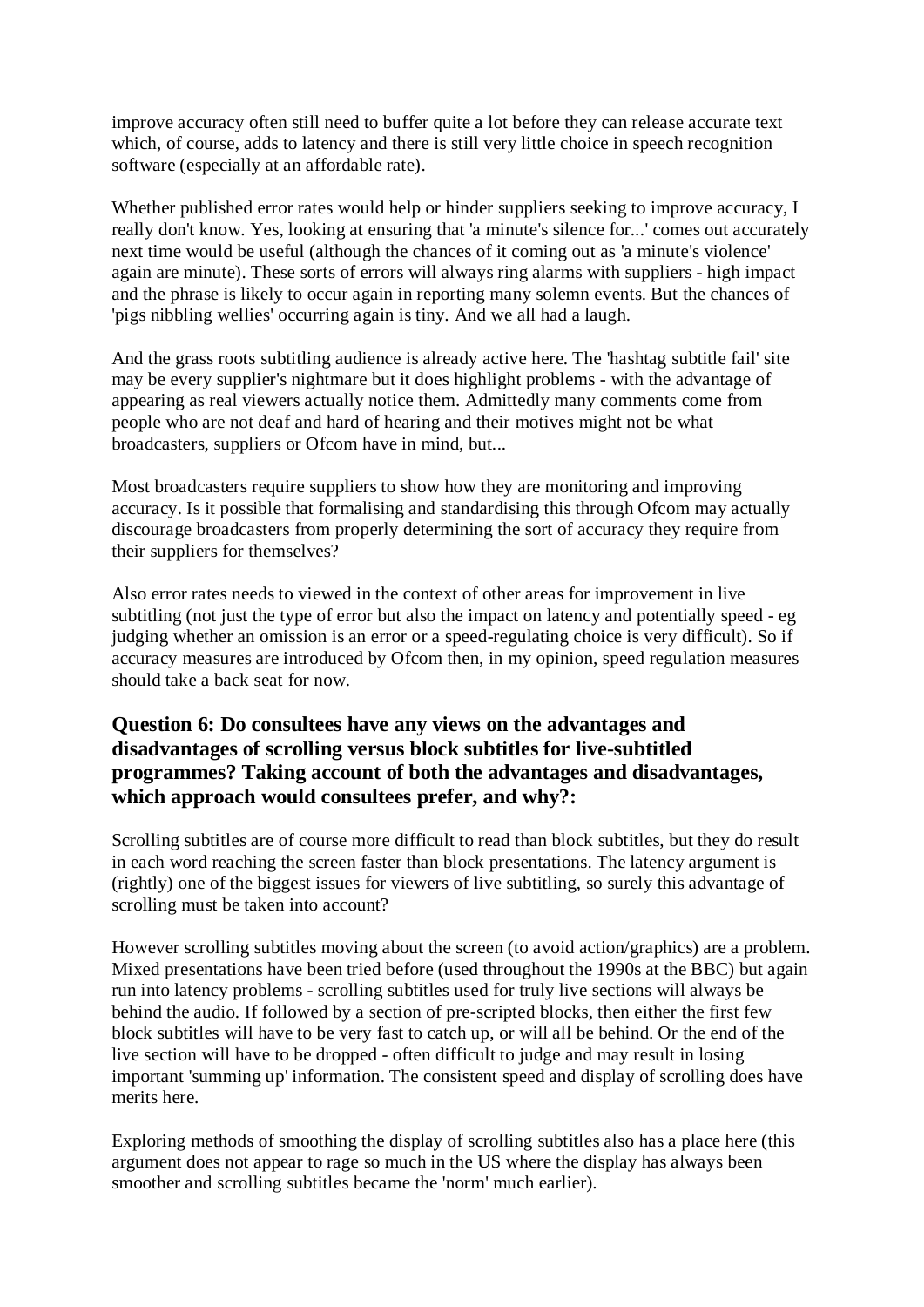improve accuracy often still need to buffer quite a lot before they can release accurate text which, of course, adds to latency and there is still very little choice in speech recognition software (especially at an affordable rate).

Whether published error rates would help or hinder suppliers seeking to improve accuracy, I really don't know. Yes, looking at ensuring that 'a minute's silence for...' comes out accurately next time would be useful (although the chances of it coming out as 'a minute's violence' again are minute). These sorts of errors will always ring alarms with suppliers - high impact and the phrase is likely to occur again in reporting many solemn events. But the chances of 'pigs nibbling wellies' occurring again is tiny. And we all had a laugh.

And the grass roots subtitling audience is already active here. The 'hashtag subtitle fail' site may be every supplier's nightmare but it does highlight problems - with the advantage of appearing as real viewers actually notice them. Admittedly many comments come from people who are not deaf and hard of hearing and their motives might not be what broadcasters, suppliers or Ofcom have in mind, but...

Most broadcasters require suppliers to show how they are monitoring and improving accuracy. Is it possible that formalising and standardising this through Ofcom may actually discourage broadcasters from properly determining the sort of accuracy they require from their suppliers for themselves?

Also error rates needs to viewed in the context of other areas for improvement in live subtitling (not just the type of error but also the impact on latency and potentially speed - eg judging whether an omission is an error or a speed-regulating choice is very difficult). So if accuracy measures are introduced by Ofcom then, in my opinion, speed regulation measures should take a back seat for now.

## Question 6: Do consultees have any views on the advantages and disadvantages of scrolling versus block subtitles for live-subtitled programmes? Taking account of both the advantages and disadvantages, which approach would consultees prefer, and why?:

Scrolling subtitles are of course more difficult to read than block subtitles, but they do result in each word reaching the screen faster than block presentations. The latency argument is (rightly) one of the biggest issues for viewers of live subtitling, so surely this advantage of scrolling must be taken into account?

However scrolling subtitles moving about the screen (to avoid action/graphics) are a problem. Mixed presentations have been tried before (used throughout the 1990s at the BBC) but again run into latency problems - scrolling subtitles used for truly live sections will always be behind the audio. If followed by a section of pre-scripted blocks, then either the first few block subtitles will have to be very fast to catch up, or will all be behind. Or the end of the live section will have to be dropped - often difficult to judge and may result in losing important 'summing up' information. The consistent speed and display of scrolling does have merits here.

Exploring methods of smoothing the display of scrolling subtitles also has a place here (this argument does not appear to rage so much in the US where the display has always been smoother and scrolling subtitles became the 'norm' much earlier).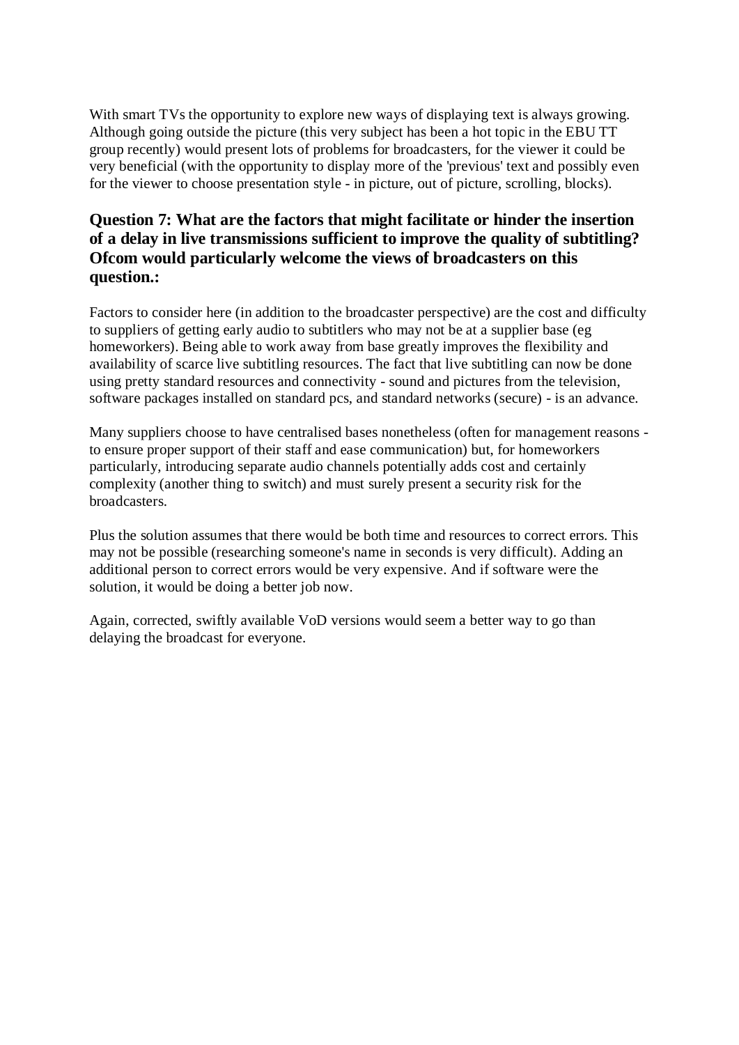With smart TVs the opportunity to explore new ways of displaying text is always growing. Although going outside the picture (this very subject has been a hot topic in the EBU TT group recently) would present lots of problems for broadcasters, for the viewer it could be very beneficial (with the opportunity to display more of the 'previous' text and possibly even for the viewer to choose presentation style - in picture, out of picture, scrolling, blocks).

## Question 7: What are the factors that might facilitate or hinder the insertion of a delay in live transmissions sufficient to improve the quality of subtitling? Ofcom would particularly welcome the views of broadcasters on this question.:

Factors to consider here (in addition to the broadcaster perspective) are the cost and difficulty to suppliers of getting early audio to subtitlers who may not be at a supplier base (eg homeworkers). Being able to work away from base greatly improves the flexibility and availability of scarce live subtitling resources. The fact that live subtitling can now be done using pretty standard resources and connectivity - sound and pictures from the television, software packages installed on standard pcs, and standard networks (secure) - is an advance.

Many suppliers choose to have centralised bases nonetheless (often for management reasons - to ensure proper support of their staff and ease communication) but, for homeworkers particularly, introducing separate audio channels potentially adds cost and certainly complexity (another thing to switch) and must surely present a security risk for the broadcasters.

Plus the solution assumes that there would be both time and resources to correct errors. This may not be possible (researching someone's name in seconds is very difficult). Adding an additional person to correct errors would be very expensive. And if software were the solution, it would be doing a better job now.

Again, corrected, swiftly available VoD versions would seem a better way to go than delaying the broadcast for everyone.